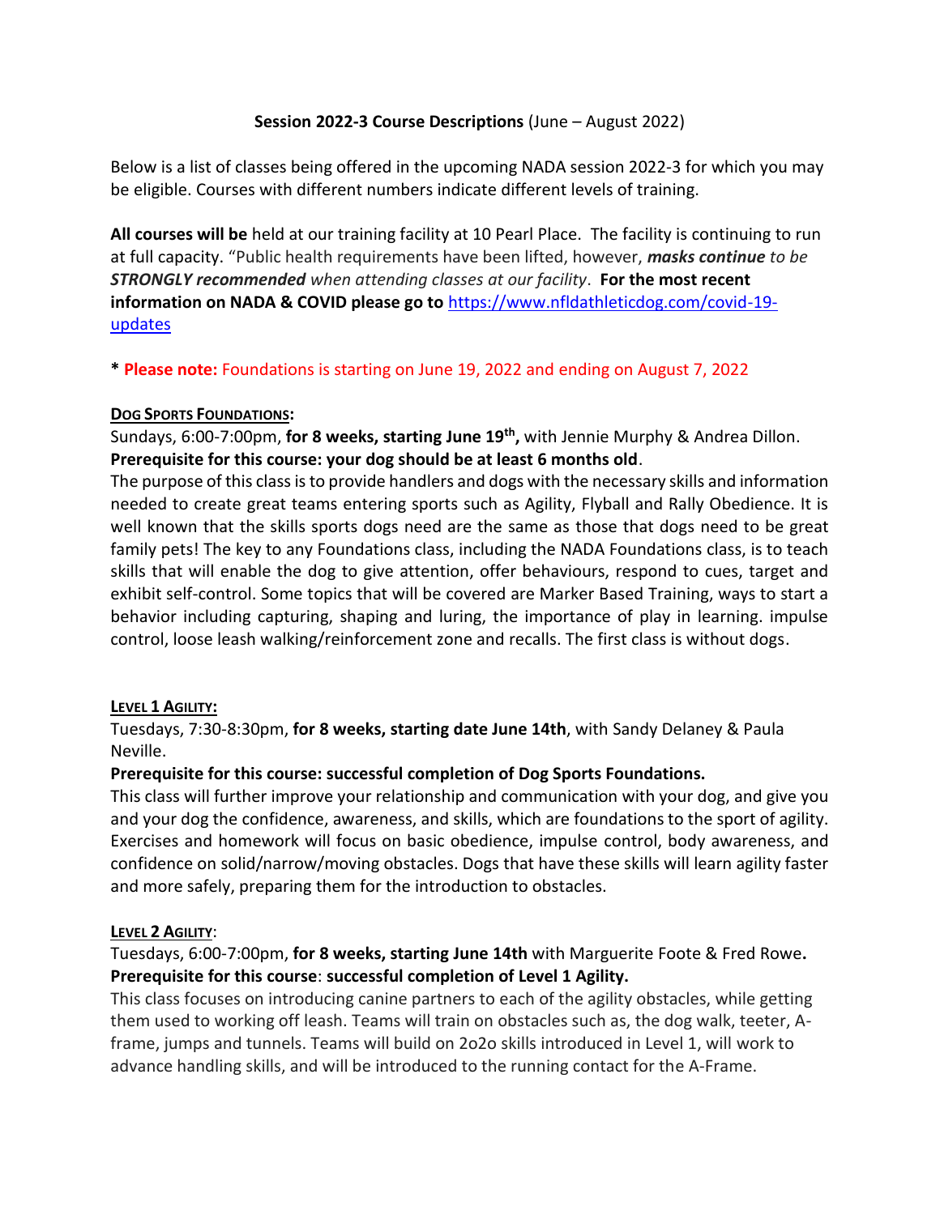**Session 2022-3 Course Descriptions** (June – August 2022)

Below is a list of classes being offered in the upcoming NADA session 2022-3 for which you may be eligible. Courses with different numbers indicate different levels of training.

**All courses will be** held at our training facility at 10 Pearl Place. The facility is continuing to run at full capacity. "Public health requirements have been lifted, however, ***masks continue*** *to be* ***STRONGLY recommended*** *when attending classes at our facility*. **For the most recent information on NADA & COVID please go to** [https://www.nfldathleticdog.com/covid-19-updates](https://www.nfldathleticdog.com/covid-19-updates)

\* **Please note:** Foundations is starting on June 19, 2022 and ending on August 7, 2022

### DOG SPORTS FOUNDATIONS:

Sundays, 6:00-7:00pm, **for 8 weeks, starting June 19th,** with Jennie Murphy & Andrea Dillon.
**Prerequisite for this course: your dog should be at least 6 months old**.
The purpose of this class is to provide handlers and dogs with the necessary skills and information needed to create great teams entering sports such as Agility, Flyball and Rally Obedience. It is well known that the skills sports dogs need are the same as those that dogs need to be great family pets! The key to any Foundations class, including the NADA Foundations class, is to teach skills that will enable the dog to give attention, offer behaviours, respond to cues, target and exhibit self-control. Some topics that will be covered are Marker Based Training, ways to start a behavior including capturing, shaping and luring, the importance of play in learning. impulse control, loose leash walking/reinforcement zone and recalls. The first class is without dogs.

### LEVEL 1 AGILITY:

Tuesdays, 7:30-8:30pm, **for 8 weeks, starting date June 14th**, with Sandy Delaney & Paula Neville.
**Prerequisite for this course: successful completion of Dog Sports Foundations.**
This class will further improve your relationship and communication with your dog, and give you and your dog the confidence, awareness, and skills, which are foundations to the sport of agility. Exercises and homework will focus on basic obedience, impulse control, body awareness, and confidence on solid/narrow/moving obstacles. Dogs that have these skills will learn agility faster and more safely, preparing them for the introduction to obstacles.

### LEVEL 2 AGILITY:

Tuesdays, 6:00-7:00pm, **for 8 weeks, starting June 14th** with Marguerite Foote & Fred Rowe**.**
**Prerequisite for this course**: **successful completion of Level 1 Agility.**
This class focuses on introducing canine partners to each of the agility obstacles, while getting them used to working off leash. Teams will train on obstacles such as, the dog walk, teeter, A-frame, jumps and tunnels. Teams will build on 2o2o skills introduced in Level 1, will work to advance handling skills, and will be introduced to the running contact for the A-Frame.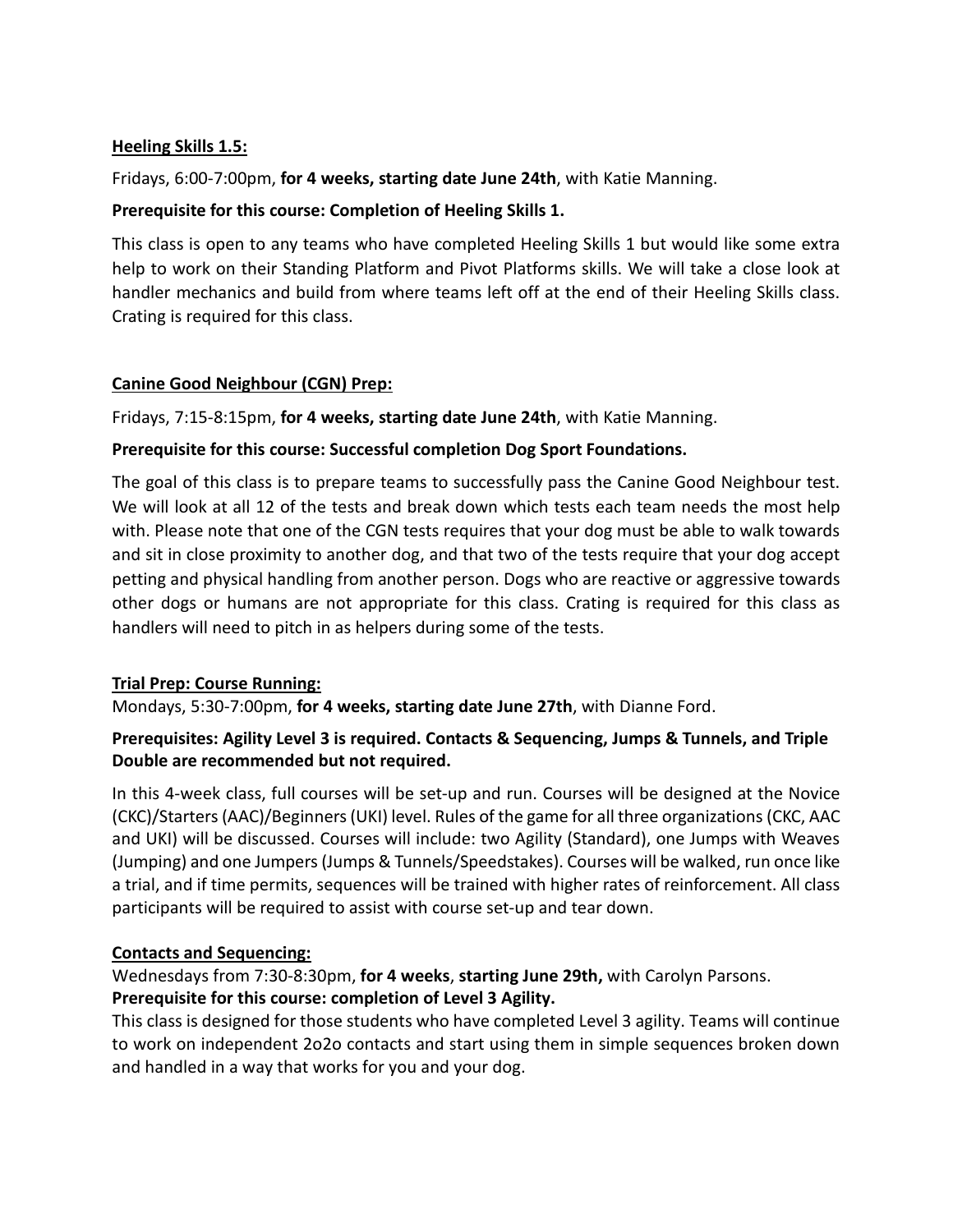**<u>Heeling Skills 1.5:</u>**

Fridays, 6:00-7:00pm, **for 4 weeks, starting date June 24th**, with Katie Manning.

**Prerequisite for this course: Completion of Heeling Skills 1.**

This class is open to any teams who have completed Heeling Skills 1 but would like some extra help to work on their Standing Platform and Pivot Platforms skills. We will take a close look at handler mechanics and build from where teams left off at the end of their Heeling Skills class. Crating is required for this class.

**<u>Canine Good Neighbour (CGN) Prep:</u>**

Fridays, 7:15-8:15pm, **for 4 weeks, starting date June 24th**, with Katie Manning.

**Prerequisite for this course: Successful completion Dog Sport Foundations.**

The goal of this class is to prepare teams to successfully pass the Canine Good Neighbour test. We will look at all 12 of the tests and break down which tests each team needs the most help with. Please note that one of the CGN tests requires that your dog must be able to walk towards and sit in close proximity to another dog, and that two of the tests require that your dog accept petting and physical handling from another person. Dogs who are reactive or aggressive towards other dogs or humans are not appropriate for this class. Crating is required for this class as handlers will need to pitch in as helpers during some of the tests.

**<u>Trial Prep: Course Running:</u>**

Mondays, 5:30-7:00pm, **for 4 weeks, starting date June 27th**, with Dianne Ford.

**Prerequisites: Agility Level 3 is required. Contacts & Sequencing, Jumps & Tunnels, and Triple Double are recommended but not required.**

In this 4-week class, full courses will be set-up and run. Courses will be designed at the Novice (CKC)/Starters (AAC)/Beginners (UKI) level. Rules of the game for all three organizations (CKC, AAC and UKI) will be discussed. Courses will include: two Agility (Standard), one Jumps with Weaves (Jumping) and one Jumpers (Jumps & Tunnels/Speedstakes). Courses will be walked, run once like a trial, and if time permits, sequences will be trained with higher rates of reinforcement. All class participants will be required to assist with course set-up and tear down.

**<u>Contacts and Sequencing:</u>**

Wednesdays from 7:30-8:30pm, **for 4 weeks**, **starting June 29th,** with Carolyn Parsons.

**Prerequisite for this course: completion of Level 3 Agility.**

This class is designed for those students who have completed Level 3 agility. Teams will continue to work on independent 2o2o contacts and start using them in simple sequences broken down and handled in a way that works for you and your dog.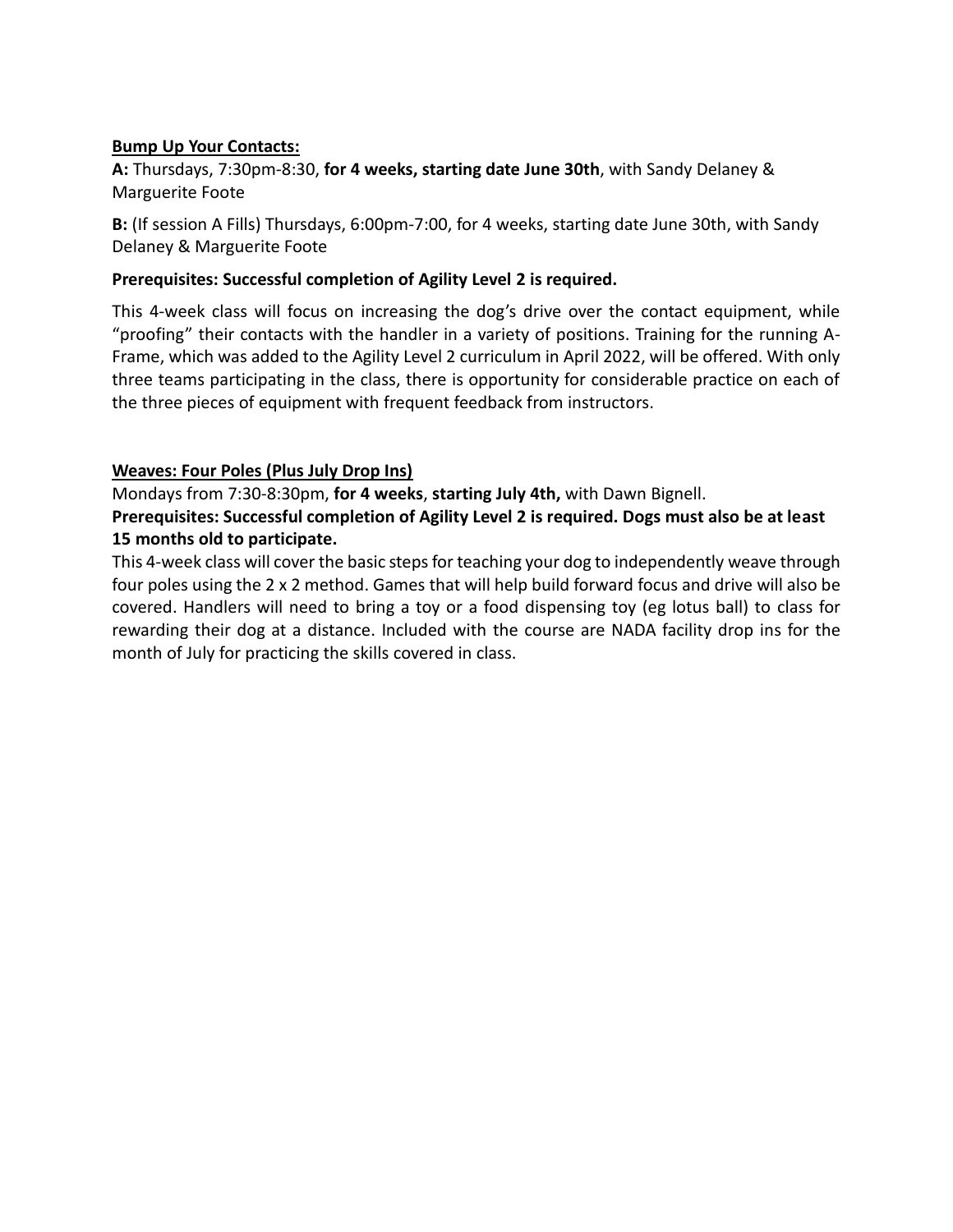**Bump Up Your Contacts:**

**A:** Thursdays, 7:30pm-8:30, **for 4 weeks, starting date June 30th**, with Sandy Delaney & Marguerite Foote

**B:** (If session A Fills) Thursdays, 6:00pm-7:00, for 4 weeks, starting date June 30th, with Sandy Delaney & Marguerite Foote

**Prerequisites: Successful completion of Agility Level 2 is required.**

This 4-week class will focus on increasing the dog's drive over the contact equipment, while "proofing" their contacts with the handler in a variety of positions. Training for the running A-Frame, which was added to the Agility Level 2 curriculum in April 2022, will be offered. With only three teams participating in the class, there is opportunity for considerable practice on each of the three pieces of equipment with frequent feedback from instructors.

**Weaves: Four Poles (Plus July Drop Ins)**

Mondays from 7:30-8:30pm, **for 4 weeks**, **starting July 4th,** with Dawn Bignell.

**Prerequisites: Successful completion of Agility Level 2 is required. Dogs must also be at least 15 months old to participate.**

This 4-week class will cover the basic steps for teaching your dog to independently weave through four poles using the 2 x 2 method. Games that will help build forward focus and drive will also be covered. Handlers will need to bring a toy or a food dispensing toy (eg lotus ball) to class for rewarding their dog at a distance. Included with the course are NADA facility drop ins for the month of July for practicing the skills covered in class.